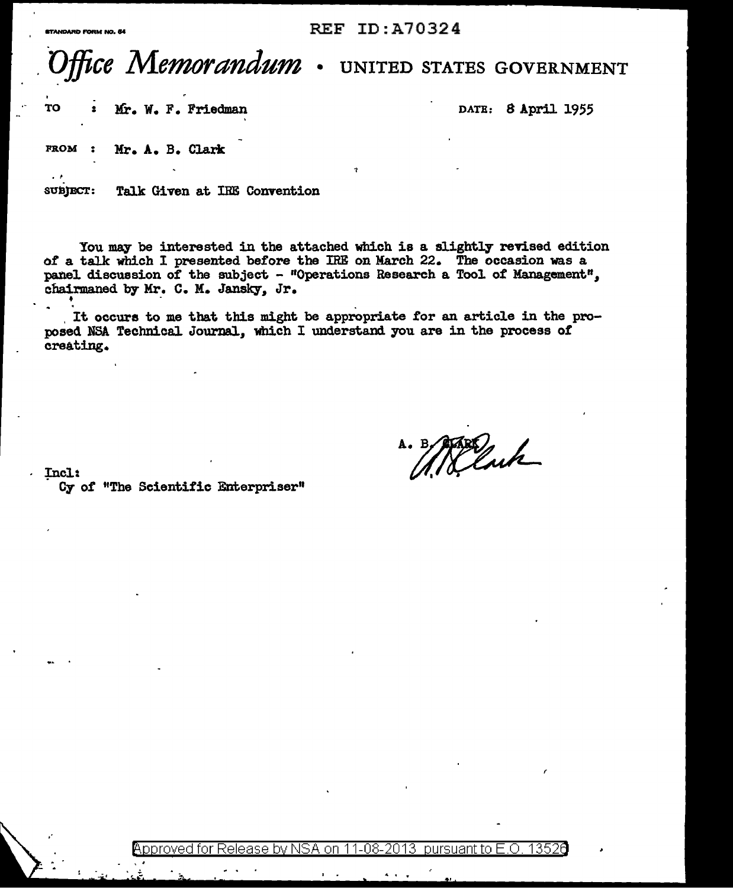STANDARD FORM NO. 64

REF ID:A70324

# *Office Memorandum* • UNITED STATES GOVERNMENT

TO : Mr. W. F. Friedman

DATE: 8 April 1955

FROM : Mr. A. B. Clark

SUBJECT: Talk Given at IRE Convention

You may be interested in the attached which is a slightly revised edition of a talk which I presented before the IRE on March 22. The occasion was a panel discussion of the subject - "Operations Research a Tool of Management", chairmaned by Mr. C. M. Jansky, Jr.

It occurs to me that this might be appropriate for an article in the proposed NSA Technical Journal, which I understand you are in the process of creating.

A. B. CLARK

Incl:
Cy of "The Scientific Enterpriser"

Approved for Release by NSA on 11-08-2013 pursuant to E.O. 13526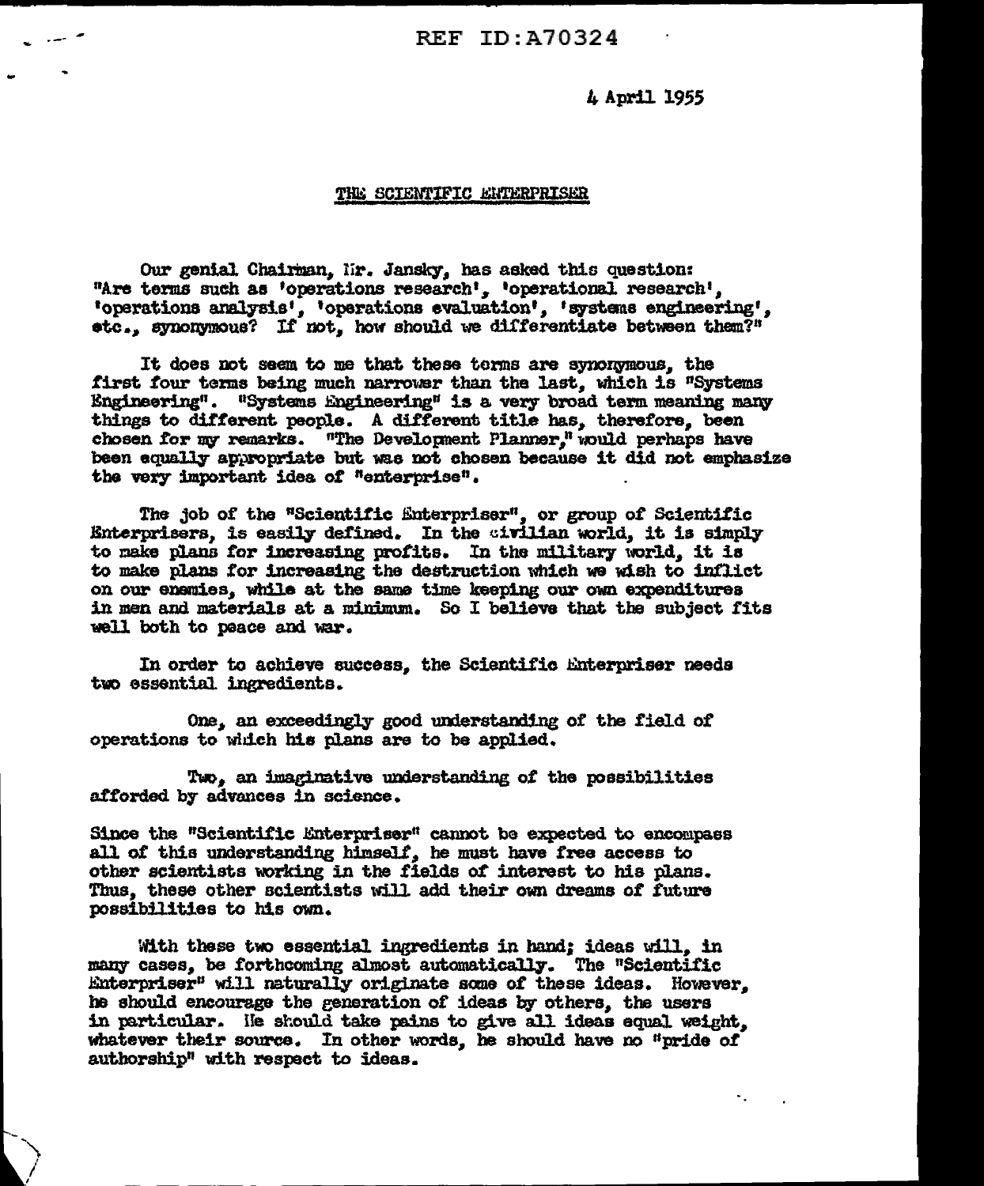REF ID:A70324

4 April 1955

## THE SCIENTIFIC ENTERPRISER

Our genial Chairman, Mr. Jansky, has asked this question: "Are terms such as 'operations research', 'operational research', 'operations analysis', 'operations evaluation', 'systems engineering', etc., synonymous? If not, how should we differentiate between them?"

It does not seem to me that these terms are synonymous, the first four terms being much narrower than the last, which is "Systems Engineering". "Systems Engineering" is a very broad term meaning many things to different people. A different title has, therefore, been chosen for my remarks. "The Development Planner," would perhaps have been equally appropriate but was not chosen because it did not emphasize the very important idea of "enterprise".

The job of the "Scientific Enterpriser", or group of Scientific Enterprisers, is easily defined. In the civilian world, it is simply to make plans for increasing profits. In the military world, it is to make plans for increasing the destruction which we wish to inflict on our enemies, while at the same time keeping our own expenditures in men and materials at a minimum. So I believe that the subject fits well both to peace and war.

In order to achieve success, the Scientific Enterpriser needs two essential ingredients.

One, an exceedingly good understanding of the field of operations to which his plans are to be applied.

Two, an imaginative understanding of the possibilities afforded by advances in science.

Since the "Scientific Enterpriser" cannot be expected to encompass all of this understanding himself, he must have free access to other scientists working in the fields of interest to his plans. Thus, these other scientists will add their own dreams of future possibilities to his own.

With these two essential ingredients in hand; ideas will, in many cases, be forthcoming almost automatically. The "Scientific Enterpriser" will naturally originate some of these ideas. However, he should encourage the generation of ideas by others, the users in particular. He should take pains to give all ideas equal weight, whatever their source. In other words, he should have no "pride of authorship" with respect to ideas.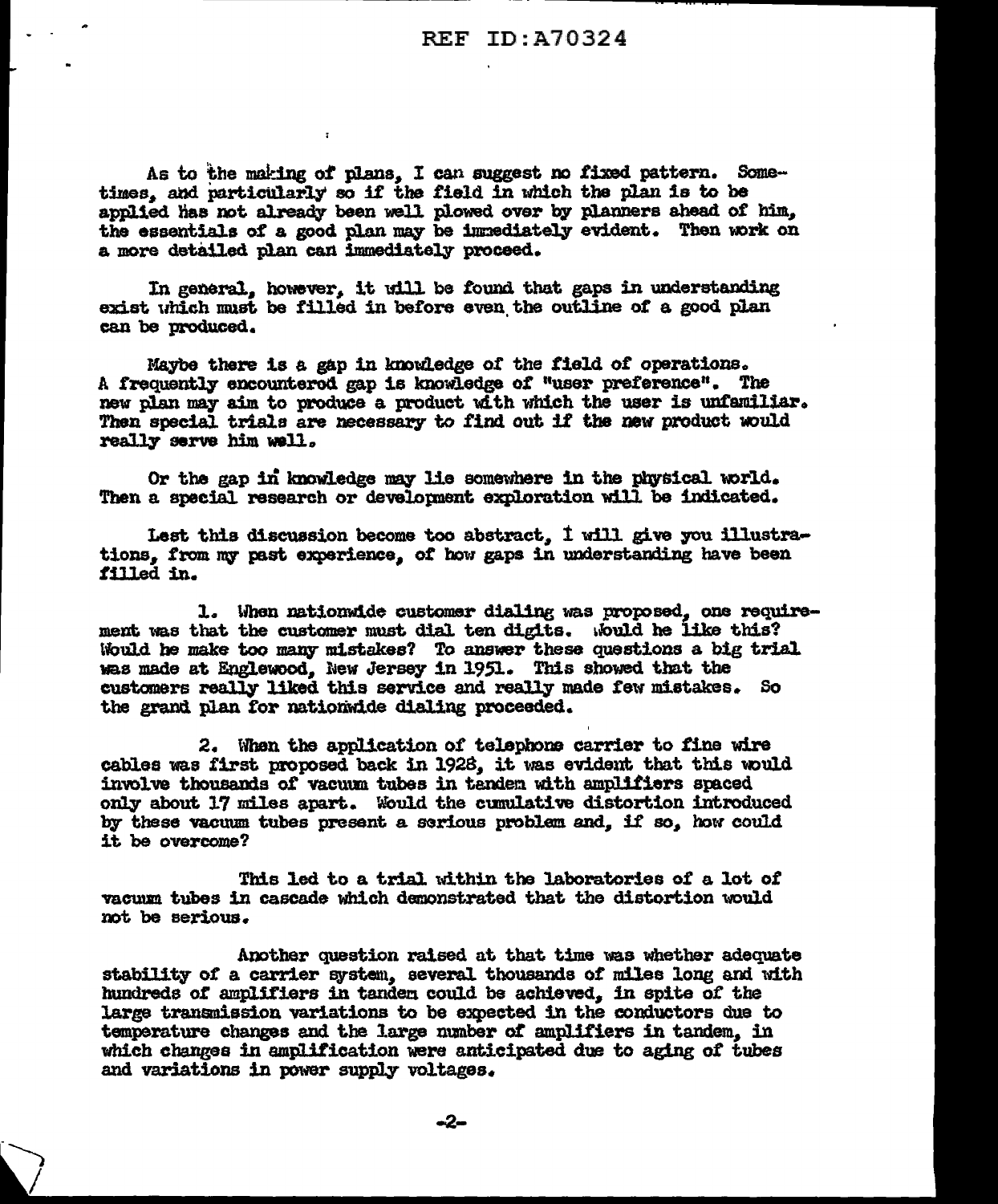As to the making of plans, I can suggest no fixed pattern. Sometimes, and particularly so if the field in which the plan is to be applied has not already been well plowed over by planners ahead of him, the essentials of a good plan may be immediately evident. Then work on a more detailed plan can immediately proceed.

In general, however, it will be found that gaps in understanding exist which must be filled in before even the outline of a good plan can be produced.

Maybe there is a gap in knowledge of the field of operations. A frequently encountered gap is knowledge of "user preference". The new plan may aim to produce a product with which the user is unfamiliar. Then special trials are necessary to find out if the new product would really serve him well.

Or the gap in knowledge may lie somewhere in the physical world. Then a special research or development exploration will be indicated.

Lest this discussion become too abstract, I will give you illustrations, from my past experience, of how gaps in understanding have been filled in.

1. When nationwide customer dialing was proposed, one requirement was that the customer must dial ten digits. Would he like this? Would he make too many mistakes? To answer these questions a big trial was made at Englewood, New Jersey in 1951. This showed that the customers really liked this service and really made few mistakes. So the grand plan for nationwide dialing proceeded.

2. When the application of telephone carrier to fine wire cables was first proposed back in 1928, it was evident that this would involve thousands of vacuum tubes in tandem with amplifiers spaced only about 17 miles apart. Would the cumulative distortion introduced by these vacuum tubes present a serious problem and, if so, how could it be overcome?

This led to a trial within the laboratories of a lot of vacuum tubes in cascade which demonstrated that the distortion would not be serious.

Another question raised at that time was whether adequate stability of a carrier system, several thousands of miles long and with hundreds of amplifiers in tandem could be achieved, in spite of the large transmission variations to be expected in the conductors due to temperature changes and the large number of amplifiers in tandem, in which changes in amplification were anticipated due to aging of tubes and variations in power supply voltages.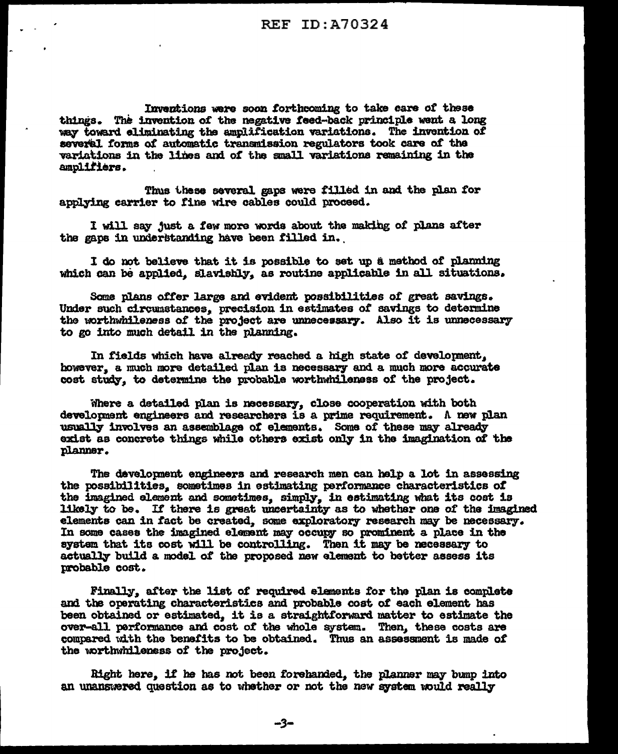Inventions were soon forthcoming to take care of these things. The invention of the negative feed-back principle went a long way toward eliminating the amplification variations. The invention of several forms of automatic transmission regulators took care of the variations in the lines and of the small variations remaining in the amplifiers.

Thus these several gaps were filled in and the plan for applying carrier to fine wire cables could proceed.

I will say just a few more words about the making of plans after the gaps in understanding have been filled in.

I do not believe that it is possible to set up a method of planning which can be applied, slavishly, as routine applicable in all situations.

Some plans offer large and evident possibilities of great savings. Under such circumstances, precision in estimates of savings to determine the worthwhileness of the project are unnecessary. Also it is unnecessary to go into much detail in the planning.

In fields which have already reached a high state of development, however, a much more detailed plan is necessary and a much more accurate cost study, to determine the probable worthwhileness of the project.

Where a detailed plan is necessary, close cooperation with both development engineers and researchers is a prime requirement. A new plan usually involves an assemblage of elements. Some of these may already exist as concrete things while others exist only in the imagination of the planner.

The development engineers and research men can help a lot in assessing the possibilities, sometimes in estimating performance characteristics of the imagined element and sometimes, simply, in estimating what its cost is likely to be. If there is great uncertainty as to whether one of the imagined elements can in fact be created, some exploratory research may be necessary. In some cases the imagined element may occupy so prominent a place in the system that its cost will be controlling. Then it may be necessary to actually build a model of the proposed new element to better assess its probable cost.

Finally, after the list of required elements for the plan is complete and the operating characteristics and probable cost of each element has been obtained or estimated, it is a straightforward matter to estimate the over-all performance and cost of the whole system. Then, these costs are compared with the benefits to be obtained. Thus an assessment is made of the worthwhileness of the project.

Right here, if he has not been forehanded, the planner may bump into an unanswered question as to whether or not the new system would really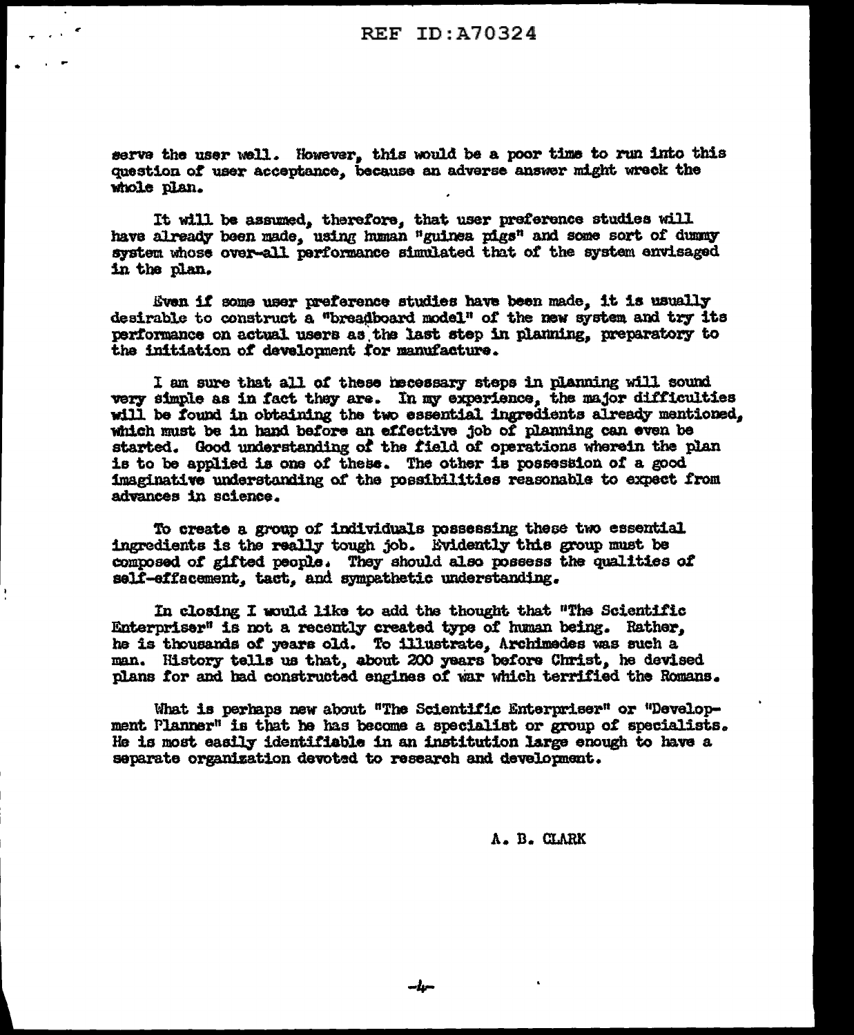serve the user well. However, this would be a poor time to run into this question of user acceptance, because an adverse answer might wreck the whole plan.

It will be assumed, therefore, that user preference studies will have already been made, using human "guinea pigs" and some sort of dummy system whose over-all performance simulated that of the system envisaged in the plan.

Even if some user preference studies have been made, it is usually desirable to construct a "breadboard model" of the new system and try its performance on actual users as the last step in planning, preparatory to the initiation of development for manufacture.

I am sure that all of these necessary steps in planning will sound very simple as in fact they are. In my experience, the major difficulties will be found in obtaining the two essential ingredients already mentioned, which must be in hand before an effective job of planning can even be started. Good understanding of the field of operations wherein the plan is to be applied is one of these. The other is possession of a good imaginative understanding of the possibilities reasonable to expect from advances in science.

To create a group of individuals possessing these two essential ingredients is the really tough job. Evidently this group must be composed of gifted people. They should also possess the qualities of self-effacement, tact, and sympathetic understanding.

In closing I would like to add the thought that "The Scientific Enterpriser" is not a recently created type of human being. Rather, he is thousands of years old. To illustrate, Archimedes was such a man. History tells us that, about 200 years before Christ, he devised plans for and had constructed engines of war which terrified the Romans.

What is perhaps new about "The Scientific Enterpriser" or "Development Planner" is that he has become a specialist or group of specialists. He is most easily identifiable in an institution large enough to have a separate organization devoted to research and development.

A. B. CLARK